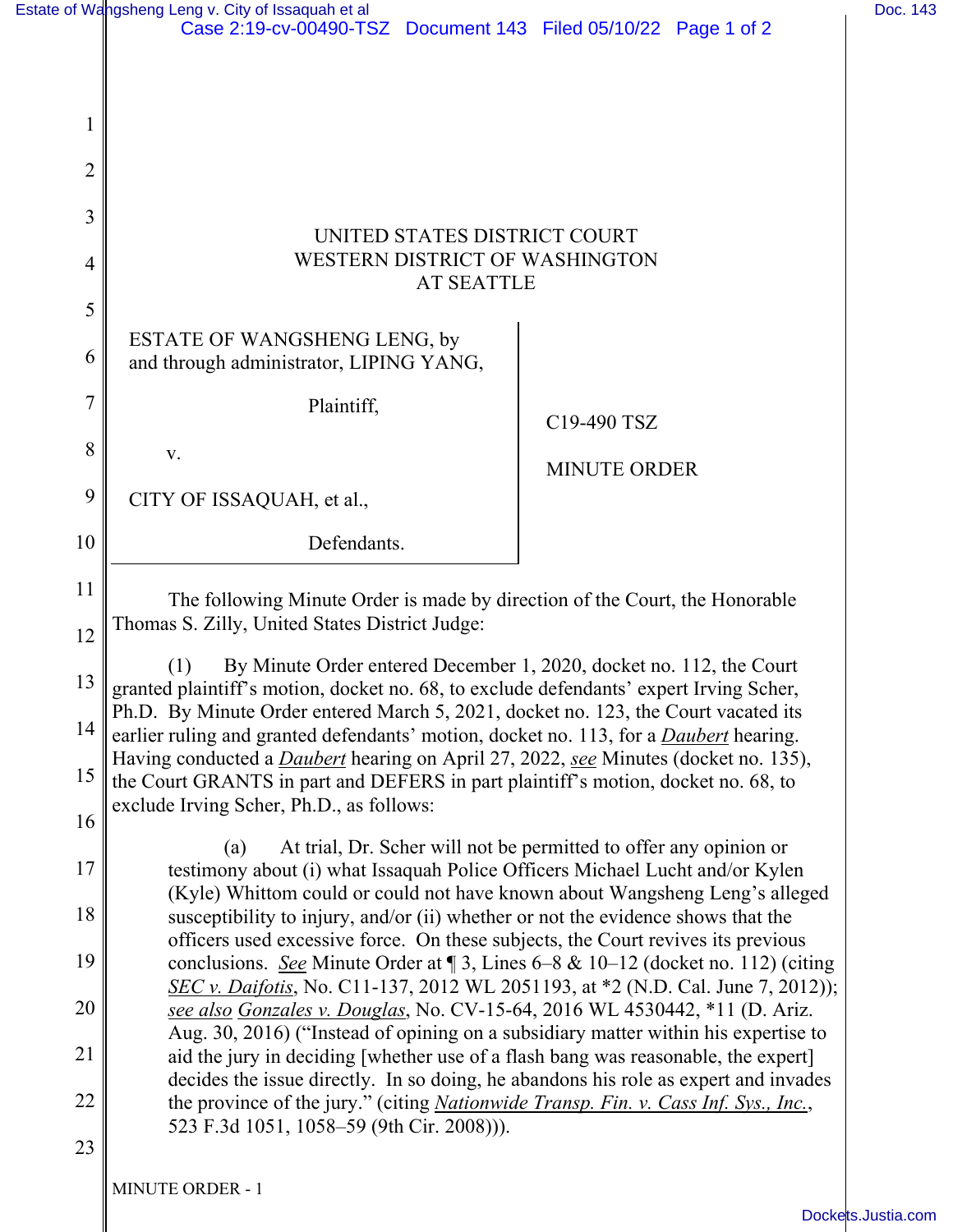UNITED STATES DISTRICT COURT
WESTERN DISTRICT OF WASHINGTON
AT SEATTLE

ESTATE OF WANGSHENG LENG, by and through administrator, LIPING YANG,

Plaintiff,

v.

CITY OF ISSAQUAH, et al.,

Defendants.

C19-490 TSZ

MINUTE ORDER

The following Minute Order is made by direction of the Court, the Honorable Thomas S. Zilly, United States District Judge:

(1) By Minute Order entered December 1, 2020, docket no. 112, the Court granted plaintiff's motion, docket no. 68, to exclude defendants' expert Irving Scher, Ph.D. By Minute Order entered March 5, 2021, docket no. 123, the Court vacated its earlier ruling and granted defendants' motion, docket no. 113, for a _Daubert_ hearing. Having conducted a _Daubert_ hearing on April 27, 2022, _see_ Minutes (docket no. 135), the Court GRANTS in part and DEFERS in part plaintiff's motion, docket no. 68, to exclude Irving Scher, Ph.D., as follows:

> (a) At trial, Dr. Scher will not be permitted to offer any opinion or testimony about (i) what Issaquah Police Officers Michael Lucht and/or Kylen (Kyle) Whittom could or could not have known about Wangsheng Leng's alleged susceptibility to injury, and/or (ii) whether or not the evidence shows that the officers used excessive force. On these subjects, the Court revives its previous conclusions. _See_ Minute Order at ¶ 3, Lines 6–8 & 10–12 (docket no. 112) (citing _SEC v. Daifotis_, No. C11-137, 2012 WL 2051193, at *2 (N.D. Cal. June 7, 2012)); _see also_ _Gonzales v. Douglas_, No. CV-15-64, 2016 WL 4530442, *11 (D. Ariz. Aug. 30, 2016) ("Instead of opining on a subsidiary matter within his expertise to aid the jury in deciding [whether use of a flash bang was reasonable, the expert] decides the issue directly. In so doing, he abandons his role as expert and invades the province of the jury." (citing _Nationwide Transp. Fin. v. Cass Inf. Sys., Inc._, 523 F.3d 1051, 1058–59 (9th Cir. 2008))).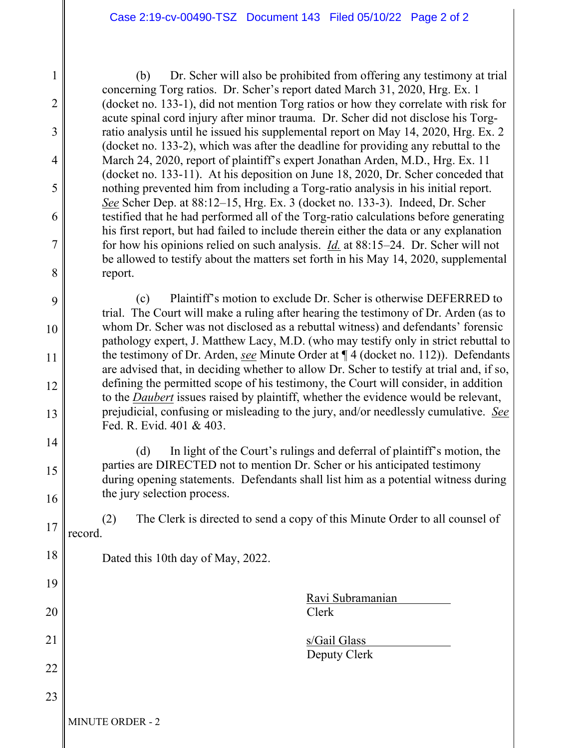(b) Dr. Scher will also be prohibited from offering any testimony at trial concerning Torg ratios. Dr. Scher's report dated March 31, 2020, Hrg. Ex. 1 (docket no. 133-1), did not mention Torg ratios or how they correlate with risk for acute spinal cord injury after minor trauma. Dr. Scher did not disclose his Torg-ratio analysis until he issued his supplemental report on May 14, 2020, Hrg. Ex. 2 (docket no. 133-2), which was after the deadline for providing any rebuttal to the March 24, 2020, report of plaintiff's expert Jonathan Arden, M.D., Hrg. Ex. 11 (docket no. 133-11). At his deposition on June 18, 2020, Dr. Scher conceded that nothing prevented him from including a Torg-ratio analysis in his initial report. *See* Scher Dep. at 88:12–15, Hrg. Ex. 3 (docket no. 133-3). Indeed, Dr. Scher testified that he had performed all of the Torg-ratio calculations before generating his first report, but had failed to include therein either the data or any explanation for how his opinions relied on such analysis. *Id.* at 88:15–24. Dr. Scher will not be allowed to testify about the matters set forth in his May 14, 2020, supplemental report.

(c) Plaintiff's motion to exclude Dr. Scher is otherwise DEFERRED to trial. The Court will make a ruling after hearing the testimony of Dr. Arden (as to whom Dr. Scher was not disclosed as a rebuttal witness) and defendants' forensic pathology expert, J. Matthew Lacy, M.D. (who may testify only in strict rebuttal to the testimony of Dr. Arden, *see* Minute Order at ¶ 4 (docket no. 112)). Defendants are advised that, in deciding whether to allow Dr. Scher to testify at trial and, if so, defining the permitted scope of his testimony, the Court will consider, in addition to the *Daubert* issues raised by plaintiff, whether the evidence would be relevant, prejudicial, confusing or misleading to the jury, and/or needlessly cumulative. *See* Fed. R. Evid. 401 & 403.

(d) In light of the Court's rulings and deferral of plaintiff's motion, the parties are DIRECTED not to mention Dr. Scher or his anticipated testimony during opening statements. Defendants shall list him as a potential witness during the jury selection process.

(2) The Clerk is directed to send a copy of this Minute Order to all counsel of record.

Dated this 10th day of May, 2022.

Ravi Subramanian
Clerk

s/Gail Glass
Deputy Clerk

MINUTE ORDER - 2